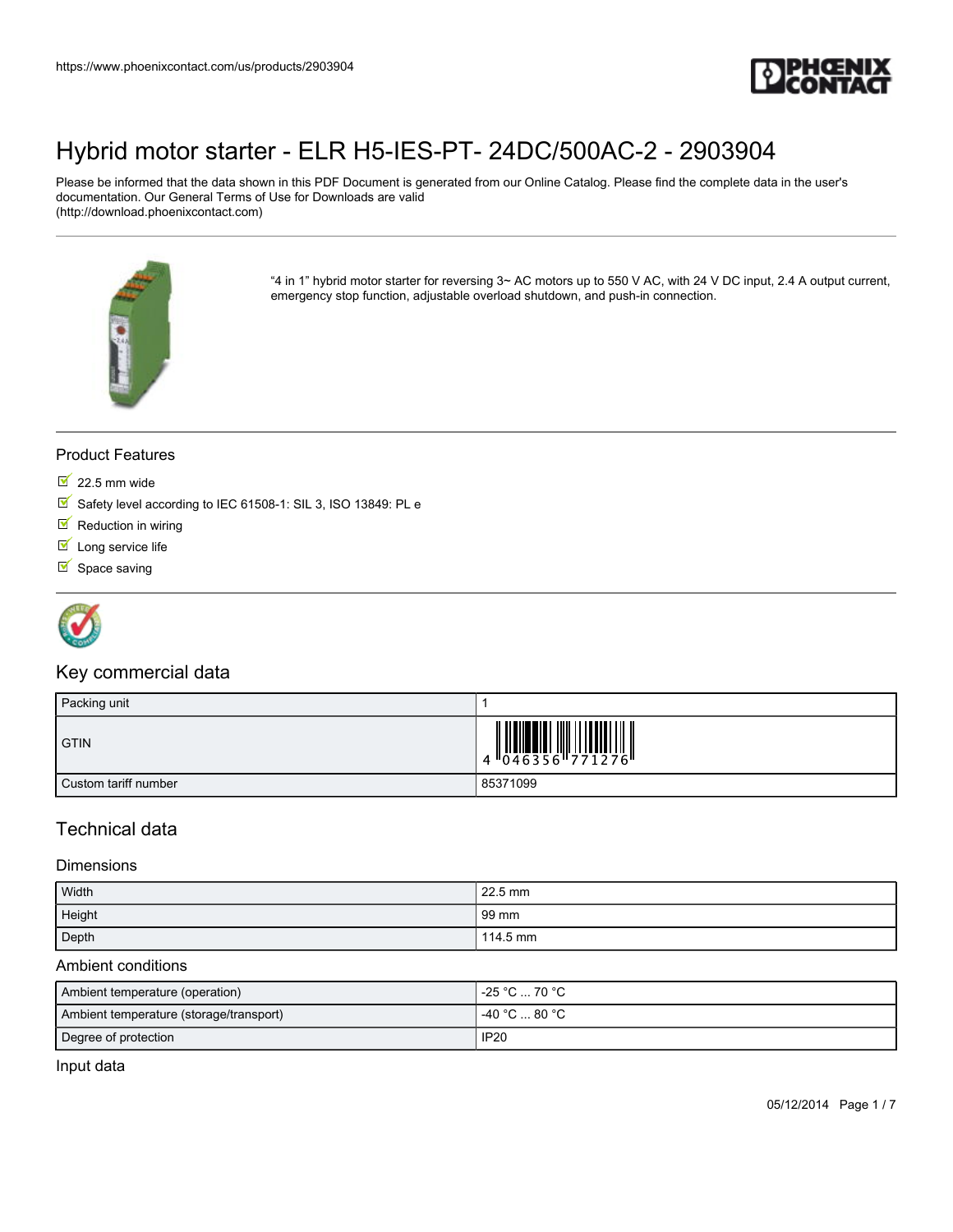# Hybrid motor starter - ELR H5-IES-PT- 24DC/500AC-2 - 2903904

Please be informed that the data shown in this PDF Document is generated from our Online Catalog. Please find the complete data in the user's documentation. Our General Terms of Use for Downloads are valid (http://download.phoenixcontact.com)

“4 in 1” hybrid motor starter for reversing 3~ AC motors up to 550 V AC, with 24 V DC input, 2.4 A output current, emergency stop function, adjustable overload shutdown, and push-in connection.

## Product Features

- 22.5 mm wide
- Safety level according to IEC 61508-1: SIL 3, ISO 13849: PL e
- Reduction in wiring
- Long service life
- Space saving

## Key commercial data

| | |
|---|---|
| Packing unit | 1 |
| GTIN | 4 046356 771276 |
| Custom tariff number | 85371099 |

## Technical data

### Dimensions

| | |
|---|---|
| Width | 22.5 mm |
| Height | 99 mm |
| Depth | 114.5 mm |

### Ambient conditions

| | |
|---|---|
| Ambient temperature (operation) | -25 °C ... 70 °C |
| Ambient temperature (storage/transport) | -40 °C ... 80 °C |
| Degree of protection | IP20 |

### Input data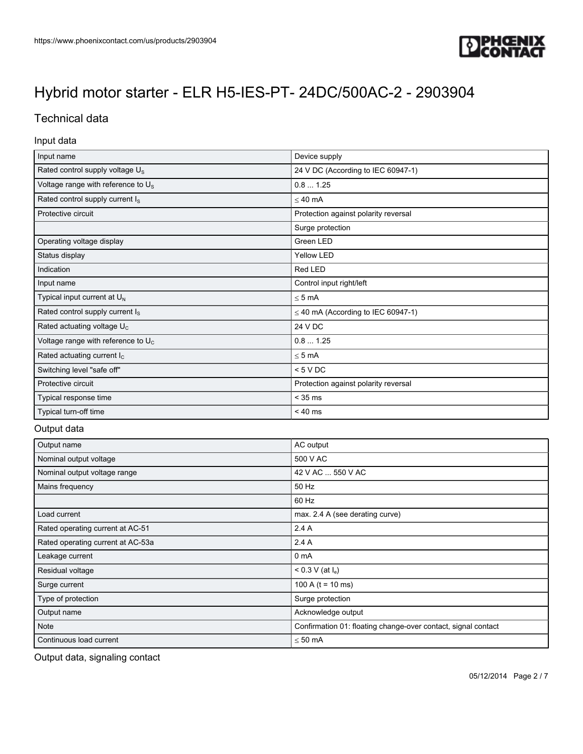# Hybrid motor starter - ELR H5-IES-PT- 24DC/500AC-2 - 2903904

## Technical data

### Input data

| | |
|---|---|
| Input name | Device supply |
| Rated control supply voltage $U_S$ | 24 V DC (According to IEC 60947-1) |
| Voltage range with reference to $U_S$ | 0.8 ... 1.25 |
| Rated control supply current $I_S$ | ≤ 40 mA |
| Protective circuit | Protection against polarity reversal |
| | Surge protection |
| Operating voltage display | Green LED |
| Status display | Yellow LED |
| Indication | Red LED |
| Input name | Control input right/left |
| Typical input current at $U_N$ | ≤ 5 mA |
| Rated control supply current $I_S$ | ≤ 40 mA (According to IEC 60947-1) |
| Rated actuating voltage $U_C$ | 24 V DC |
| Voltage range with reference to $U_C$ | 0.8 ... 1.25 |
| Rated actuating current $I_C$ | ≤ 5 mA |
| Switching level "safe off" | < 5 V DC |
| Protective circuit | Protection against polarity reversal |
| Typical response time | < 35 ms |
| Typical turn-off time | < 40 ms |

### Output data

| | |
|---|---|
| Output name | AC output |
| Nominal output voltage | 500 V AC |
| Nominal output voltage range | 42 V AC ... 550 V AC |
| Mains frequency | 50 Hz |
| | 60 Hz |
| Load current | max. 2.4 A (see derating curve) |
| Rated operating current at AC-51 | 2.4 A |
| Rated operating current at AC-53a | 2.4 A |
| Leakage current | 0 mA |
| Residual voltage | < 0.3 V (at $I_e$) |
| Surge current | 100 A (t = 10 ms) |
| Type of protection | Surge protection |
| Output name | Acknowledge output |
| Note | Confirmation 01: floating change-over contact, signal contact |
| Continuous load current | ≤ 50 mA |

### Output data, signaling contact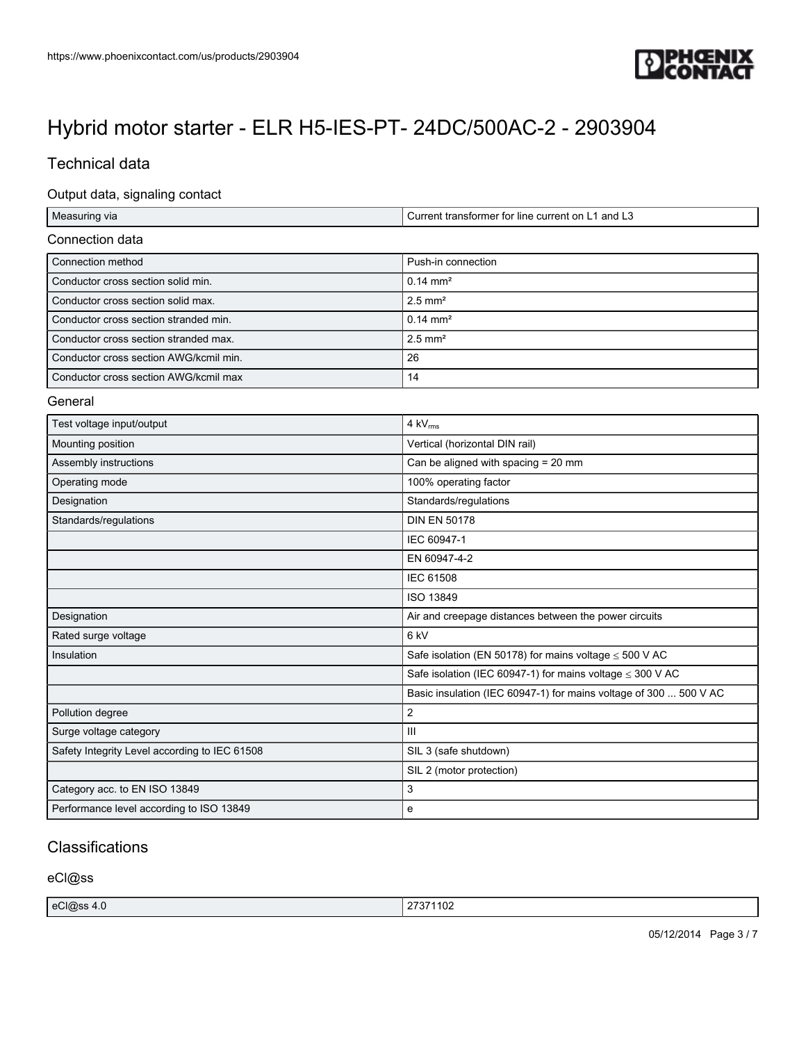# Hybrid motor starter - ELR H5-IES-PT- 24DC/500AC-2 - 2903904

## Technical data

### Output data, signaling contact

| | |
|---|---|
| Measuring via | Current transformer for line current on L1 and L3 |

### Connection data

| | |
|---|---|
| Connection method | Push-in connection |
| Conductor cross section solid min. | 0.14 mm² |
| Conductor cross section solid max. | 2.5 mm² |
| Conductor cross section stranded min. | 0.14 mm² |
| Conductor cross section stranded max. | 2.5 mm² |
| Conductor cross section AWG/kcmil min. | 26 |
| Conductor cross section AWG/kcmil max | 14 |

### General

| | |
|---|---|
| Test voltage input/output | 4 $kV_{rms}$ |
| Mounting position | Vertical (horizontal DIN rail) |
| Assembly instructions | Can be aligned with spacing = 20 mm |
| Operating mode | 100% operating factor |
| Designation | Standards/regulations |
| Standards/regulations | DIN EN 50178 |
| | IEC 60947-1 |
| | EN 60947-4-2 |
| | IEC 61508 |
| | ISO 13849 |
| Designation | Air and creepage distances between the power circuits |
| Rated surge voltage | 6 kV |
| Insulation | Safe isolation (EN 50178) for mains voltage ≤ 500 V AC |
| | Safe isolation (IEC 60947-1) for mains voltage ≤ 300 V AC |
| | Basic insulation (IEC 60947-1) for mains voltage of 300 ... 500 V AC |
| Pollution degree | 2 |
| Surge voltage category | III |
| Safety Integrity Level according to IEC 61508 | SIL 3 (safe shutdown) |
| | SIL 2 (motor protection) |
| Category acc. to EN ISO 13849 | 3 |
| Performance level according to ISO 13849 | e |

## Classifications

### eCl@ss

| | |
|---|---|
| eCl@ss 4.0 | 27371102 |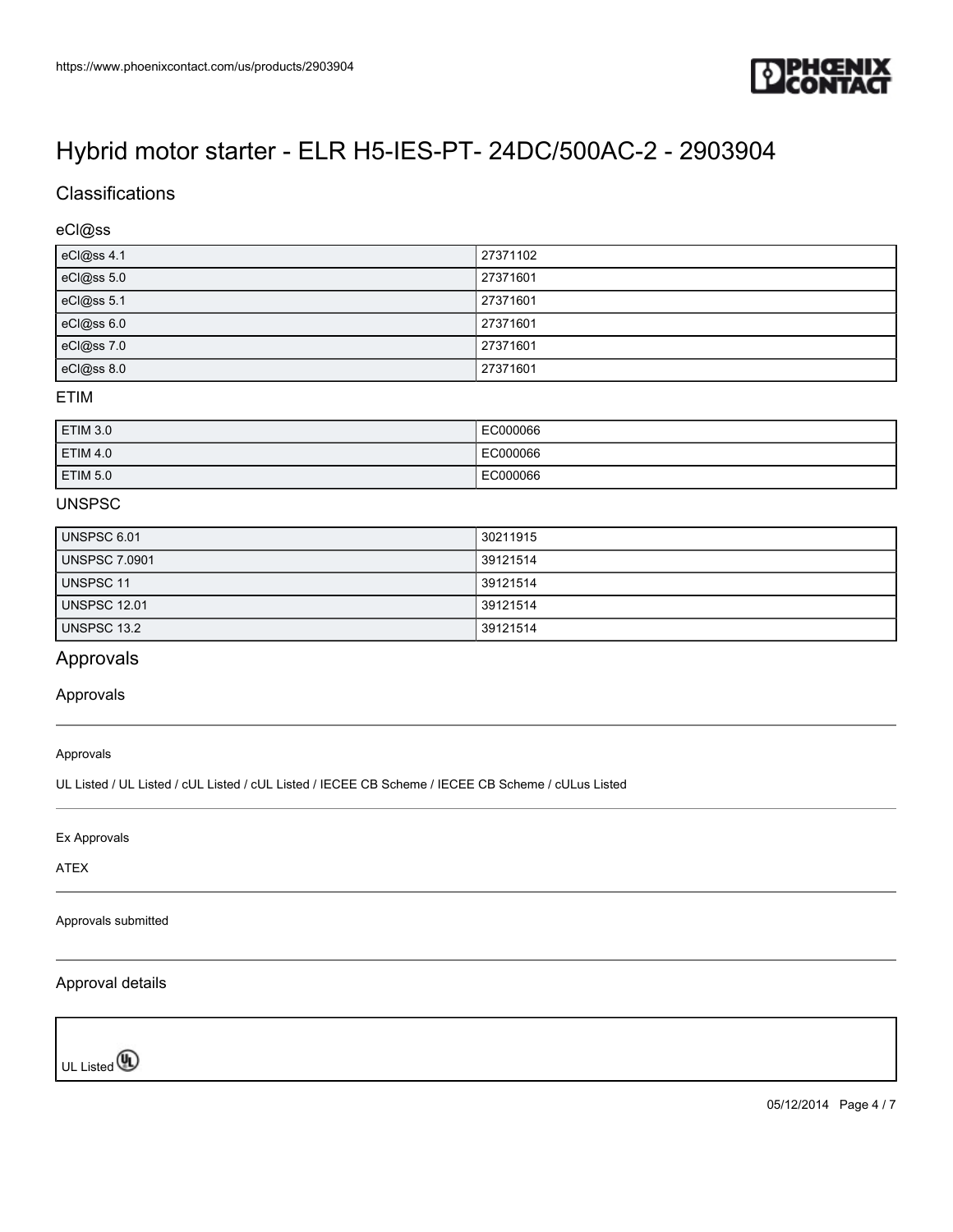# Hybrid motor starter - ELR H5-IES-PT- 24DC/500AC-2 - 2903904

## Classifications

### eCl@ss

| | |
|---|---|
| eCl@ss 4.1 | 27371102 |
| eCl@ss 5.0 | 27371601 |
| eCl@ss 5.1 | 27371601 |
| eCl@ss 6.0 | 27371601 |
| eCl@ss 7.0 | 27371601 |
| eCl@ss 8.0 | 27371601 |

### ETIM

| | |
|---|---|
| ETIM 3.0 | EC000066 |
| ETIM 4.0 | EC000066 |
| ETIM 5.0 | EC000066 |

### UNSPSC

| | |
|---|---|
| UNSPSC 6.01 | 30211915 |
| UNSPSC 7.0901 | 39121514 |
| UNSPSC 11 | 39121514 |
| UNSPSC 12.01 | 39121514 |
| UNSPSC 13.2 | 39121514 |

## Approvals

### Approvals

Approvals

UL Listed / UL Listed / cUL Listed / cUL Listed / IECEE CB Scheme / IECEE CB Scheme / cULus Listed

Ex Approvals

ATEX

Approvals submitted

### Approval details

| UL Listed |
|---|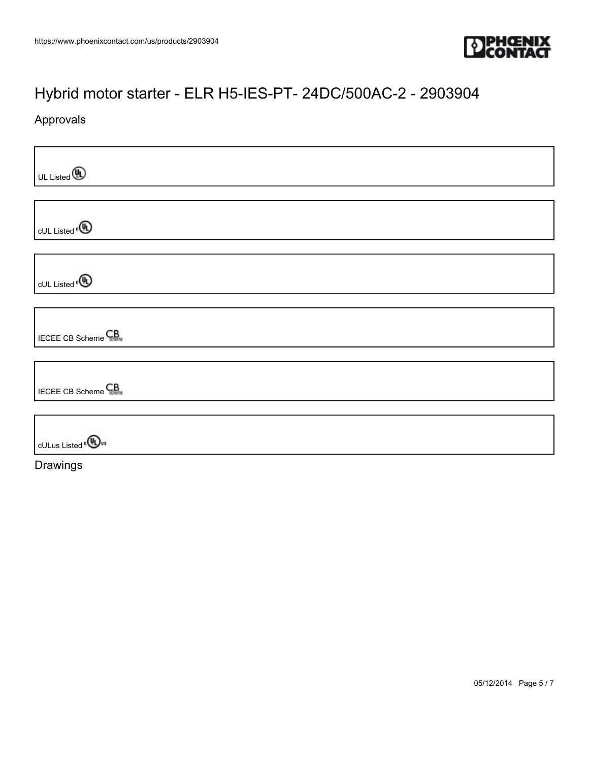# Hybrid motor starter - ELR H5-IES-PT- 24DC/500AC-2 - 2903904

## Approvals

UL Listed

cUL Listed

cUL Listed

IECEE CB Scheme

IECEE CB Scheme

cULus Listed

## Drawings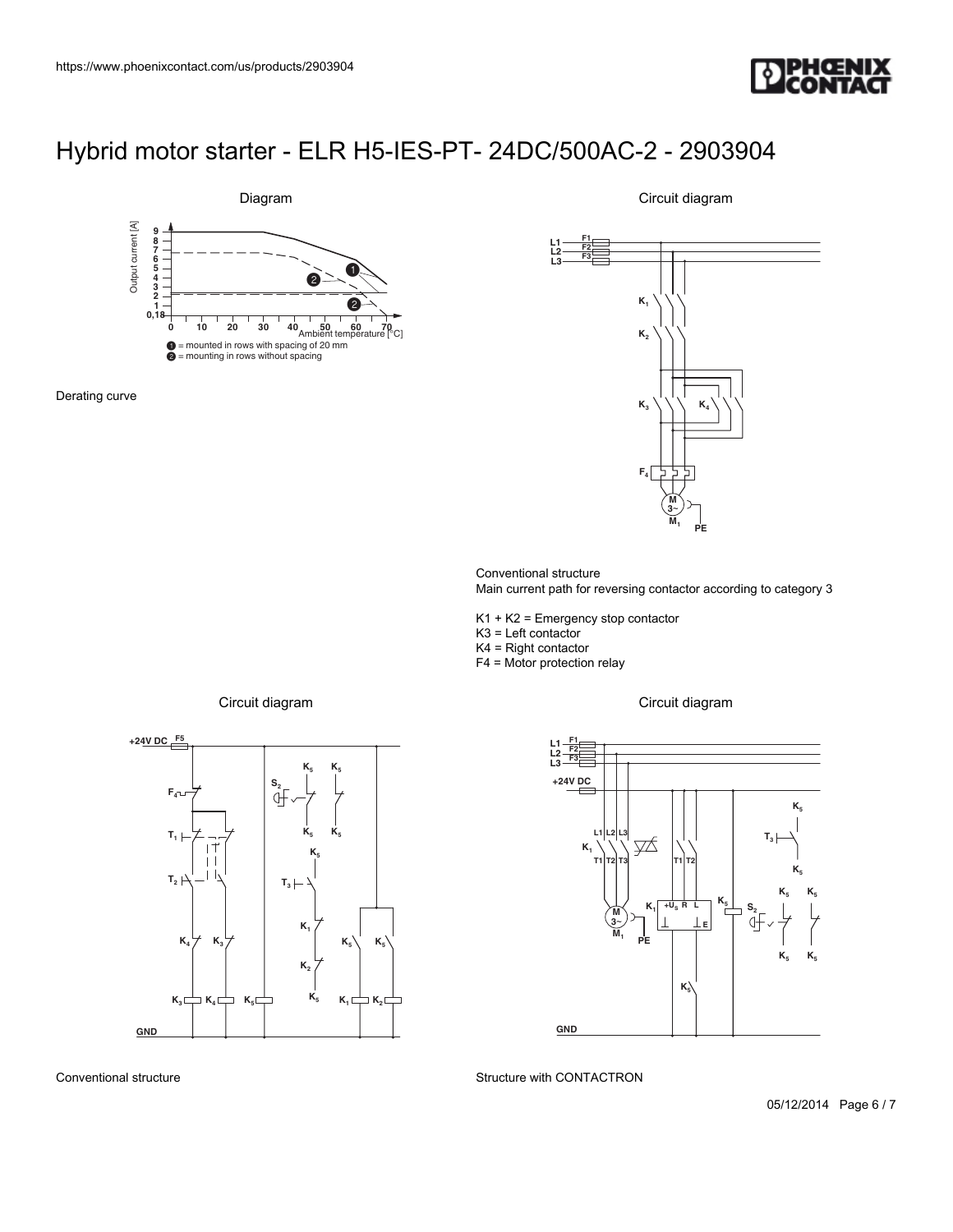# Hybrid motor starter - ELR H5-IES-PT- 24DC/500AC-2 - 2903904

## Diagram

Output current [A]

Ambient temperature [°C]

1 = mounted in rows with spacing of 20 mm
2 = mounting in rows without spacing

Derating curve

## Circuit diagram

Conventional structure
Main current path for reversing contactor according to category 3

K1 + K2 = Emergency stop contactor
K3 = Left contactor
K4 = Right contactor
F4 = Motor protection relay

## Circuit diagram

Conventional structure

## Circuit diagram

Structure with CONTACTRON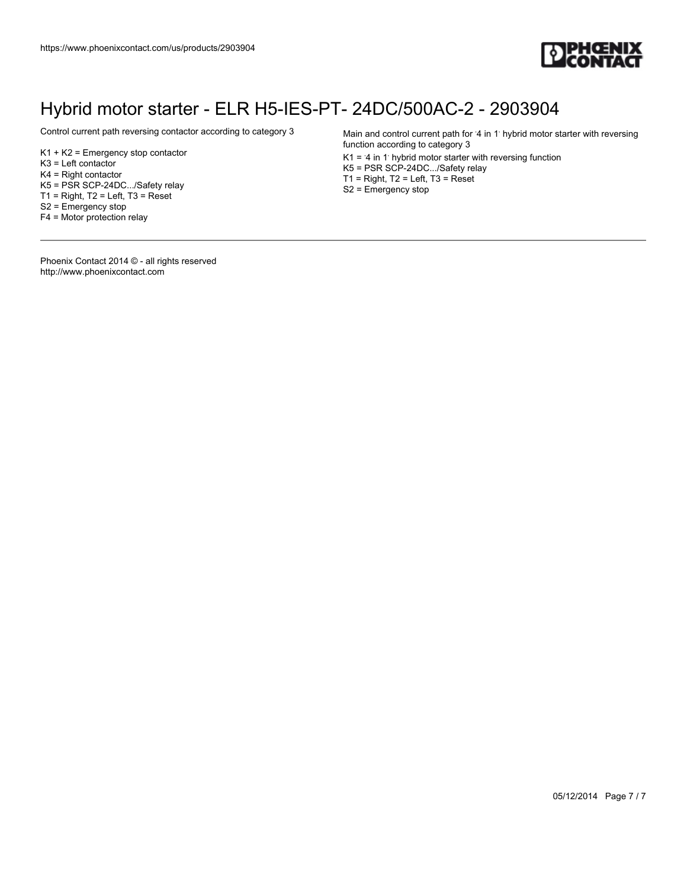# Hybrid motor starter - ELR H5-IES-PT- 24DC/500AC-2 - 2903904

Control current path reversing contactor according to category 3

K1 + K2 = Emergency stop contactor
K3 = Left contactor
K4 = Right contactor
K5 = PSR SCP-24DC.../Safety relay
T1 = Right, T2 = Left, T3 = Reset
S2 = Emergency stop
F4 = Motor protection relay

Main and control current path for '4 in 1' hybrid motor starter with reversing function according to category 3

K1 = '4 in 1' hybrid motor starter with reversing function
K5 = PSR SCP-24DC.../Safety relay
T1 = Right, T2 = Left, T3 = Reset
S2 = Emergency stop

---

Phoenix Contact 2014 © - all rights reserved
http://www.phoenixcontact.com